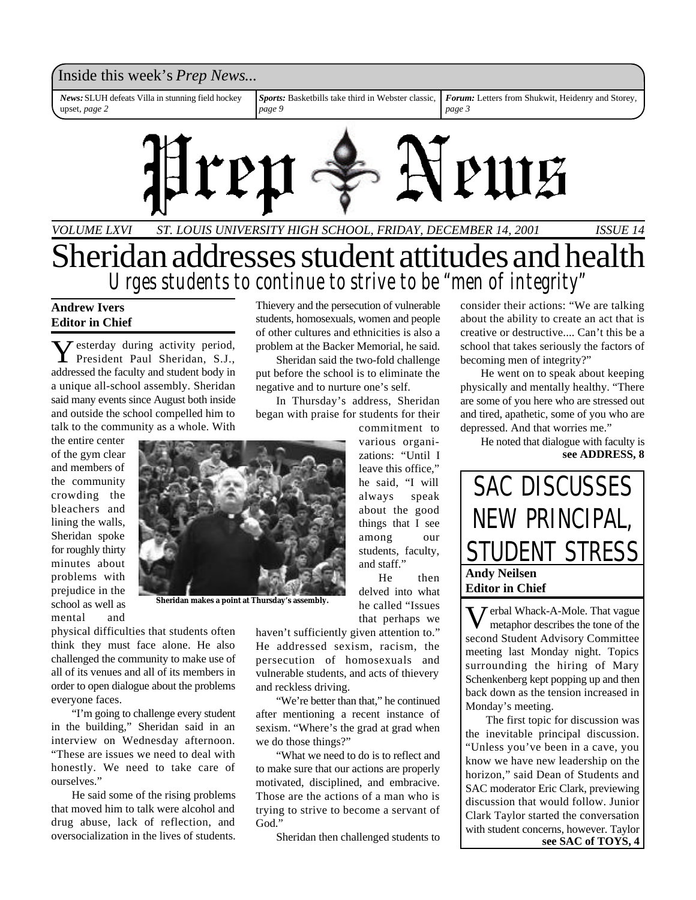Inside this week's *Prep News...*

***News:*** SLUH defeats Villa in stunning field hockey upset, *page 2*

***Sports:*** Basketbills take third in Webster classic, *page 9*

***Forum:*** Letters from Shukwit, Heidenry and Storey, *page 3*

# Prep News

*VOLUME LXVI — ST. LOUIS UNIVERSITY HIGH SCHOOL, FRIDAY, DECEMBER 14, 2001 — ISSUE 14*

# Sheridan addresses student attitudes and health

## Urges students to continue to strive to be "men of integrity"

**Andrew Ivers**
**Editor in Chief**

Yesterday during activity period, President Paul Sheridan, S.J., addressed the faculty and student body in a unique all-school assembly. Sheridan said many events since August both inside and outside the school compelled him to talk to the community as a whole. With the entire center of the gym clear and members of the community crowding the bleachers and lining the walls, Sheridan spoke for roughly thirty minutes about problems with prejudice in the school as well as mental and physical difficulties that students often think they must face alone. He also challenged the community to make use of all of its venues and all of its members in order to open dialogue about the problems everyone faces.

"I'm going to challenge every student in the building," Sheridan said in an interview on Wednesday afternoon. "These are issues we need to deal with honestly. We need to take care of ourselves."

He said some of the rising problems that moved him to talk were alcohol and drug abuse, lack of reflection, and oversocialization in the lives of students. Thievery and the persecution of vulnerable students, homosexuals, women and people of other cultures and ethnicities is also a problem at the Backer Memorial, he said.

Sheridan said the two-fold challenge put before the school is to eliminate the negative and to nurture one's self.

In Thursday's address, Sheridan began with praise for students for their commitment to various organizations: "Until I leave this office," he said, "I will always speak about the good things that I see among our students, faculty, and staff."

Sheridan makes a point at Thursday's assembly.

He then delved into what he called "Issues that perhaps we haven't sufficiently given attention to." He addressed sexism, racism, the persecution of homosexuals and vulnerable students, and acts of thievery and reckless driving.

"We're better than that," he continued after mentioning a recent instance of sexism. "Where's the grad at grad when we do those things?"

"What we need to do is to reflect and to make sure that our actions are properly motivated, disciplined, and embracive. Those are the actions of a man who is trying to strive to become a servant of God."

Sheridan then challenged students to consider their actions: "We are talking about the ability to create an act that is creative or destructive.... Can't this be a school that takes seriously the factors of becoming men of integrity?"

He went on to speak about keeping physically and mentally healthy. "There are some of you here who are stressed out and tired, apathetic, some of you who are depressed. And that worries me."

He noted that dialogue with faculty is **see ADDRESS, 8**

# SAC DISCUSSES NEW PRINCIPAL, STUDENT STRESS

**Andy Neilsen**
**Editor in Chief**

Verbal Whack-A-Mole. That vague metaphor describes the tone of the second Student Advisory Committee meeting last Monday night. Topics surrounding the hiring of Mary Schenkenberg kept popping up and then back down as the tension increased in Monday's meeting.

The first topic for discussion was the inevitable principal discussion. "Unless you've been in a cave, you know we have new leadership on the horizon," said Dean of Students and SAC moderator Eric Clark, previewing discussion that would follow. Junior Clark Taylor started the conversation with student concerns, however. Taylor **see SAC of TOYS, 4**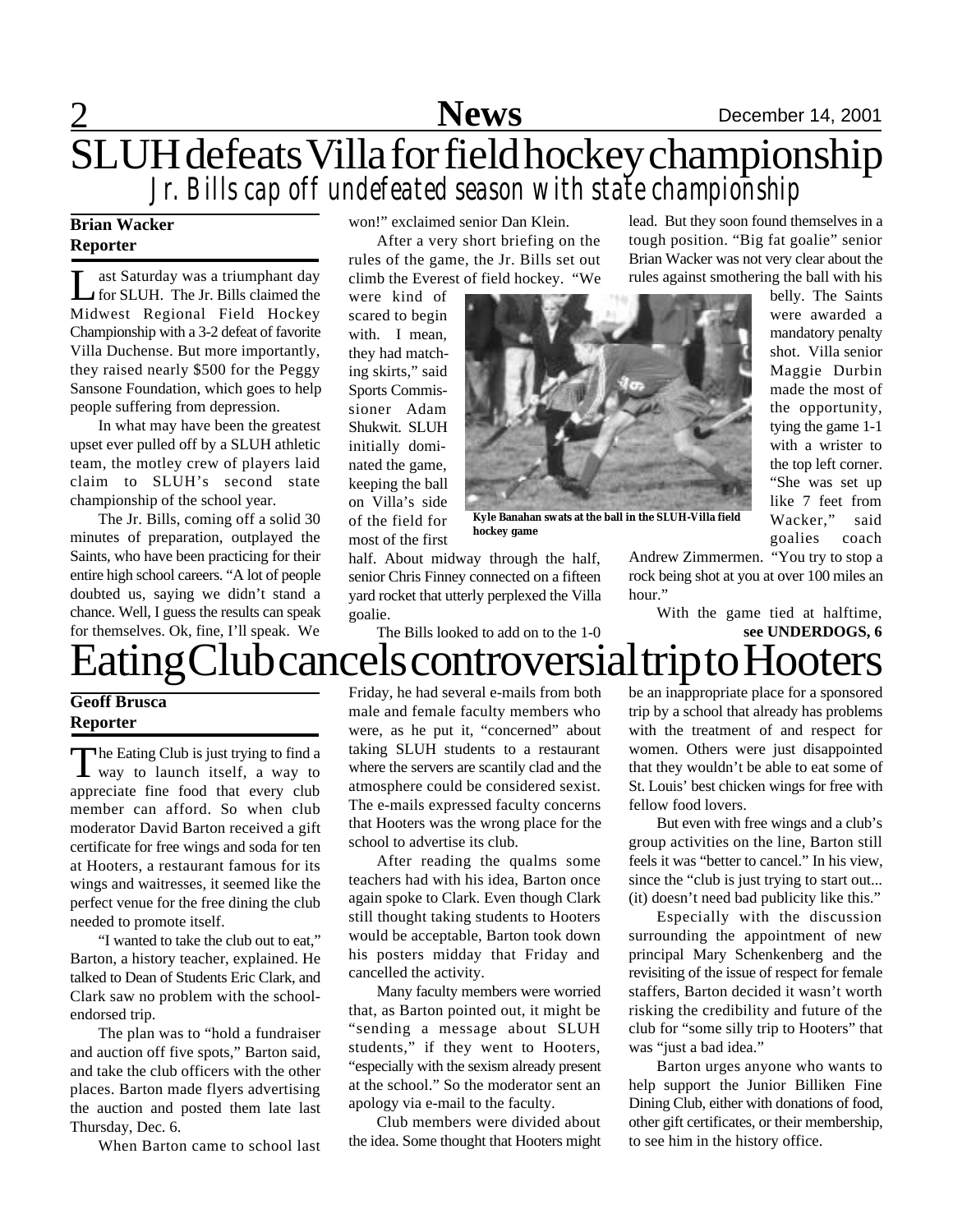# SLUH defeats Villa for field hockey championship

## *Jr. Bills cap off undefeated season with state championship*

**Brian Wacker**
**Reporter**

Last Saturday was a triumphant day for SLUH. The Jr. Bills claimed the Midwest Regional Field Hockey Championship with a 3-2 defeat of favorite Villa Duchense. But more importantly, they raised nearly $500 for the Peggy Sansone Foundation, which goes to help people suffering from depression.

In what may have been the greatest upset ever pulled off by a SLUH athletic team, the motley crew of players laid claim to SLUH's second state championship of the school year.

The Jr. Bills, coming off a solid 30 minutes of preparation, outplayed the Saints, who have been practicing for their entire high school careers. "A lot of people doubted us, saying we didn't stand a chance. Well, I guess the results can speak for themselves. Ok, fine, I'll speak. We won!" exclaimed senior Dan Klein.

After a very short briefing on the rules of the game, the Jr. Bills set out climb the Everest of field hockey. "We were kind of scared to begin with. I mean, they had matching skirts," said Sports Commissioner Adam Shukwit. SLUH initially dominated the game, keeping the ball on Villa's side of the field for most of the first half. About midway through the half, senior Chris Finney connected on a fifteen yard rocket that utterly perplexed the Villa goalie.

**Kyle Banahan swats at the ball in the SLUH-Villa field hockey game**

The Bills looked to add on to the 1-0 lead. But they soon found themselves in a tough position. "Big fat goalie" senior Brian Wacker was not very clear about the rules against smothering the ball with his belly. The Saints were awarded a mandatory penalty shot. Villa senior Maggie Durbin made the most of the opportunity, tying the game 1-1 with a wrister to the top left corner. "She was set up like 7 feet from Wacker," said goalies coach Andrew Zimmermen. "You try to stop a rock being shot at you at over 100 miles an hour."

With the game tied at halftime,

**see UNDERDOGS, 6**

# Eating Club cancels controversial trip to Hooters

**Geoff Brusca**
**Reporter**

The Eating Club is just trying to find a way to launch itself, a way to appreciate fine food that every club member can afford. So when club moderator David Barton received a gift certificate for free wings and soda for ten at Hooters, a restaurant famous for its wings and waitresses, it seemed like the perfect venue for the free dining the club needed to promote itself.

"I wanted to take the club out to eat," Barton, a history teacher, explained. He talked to Dean of Students Eric Clark, and Clark saw no problem with the school-endorsed trip.

The plan was to "hold a fundraiser and auction off five spots," Barton said, and take the club officers with the other places. Barton made flyers advertising the auction and posted them late last Thursday, Dec. 6.

When Barton came to school last Friday, he had several e-mails from both male and female faculty members who were, as he put it, "concerned" about taking SLUH students to a restaurant where the servers are scantily clad and the atmosphere could be considered sexist. The e-mails expressed faculty concerns that Hooters was the wrong place for the school to advertise its club.

After reading the qualms some teachers had with his idea, Barton once again spoke to Clark. Even though Clark still thought taking students to Hooters would be acceptable, Barton took down his posters midday that Friday and cancelled the activity.

Many faculty members were worried that, as Barton pointed out, it might be "sending a message about SLUH students," if they went to Hooters, "especially with the sexism already present at the school." So the moderator sent an apology via e-mail to the faculty.

Club members were divided about the idea. Some thought that Hooters might be an inappropriate place for a sponsored trip by a school that already has problems with the treatment of and respect for women. Others were just disappointed that they wouldn't be able to eat some of St. Louis' best chicken wings for free with fellow food lovers.

But even with free wings and a club's group activities on the line, Barton still feels it was "better to cancel." In his view, since the "club is just trying to start out... (it) doesn't need bad publicity like this."

Especially with the discussion surrounding the appointment of new principal Mary Schenkenberg and the revisiting of the issue of respect for female staffers, Barton decided it wasn't worth risking the credibility and future of the club for "some silly trip to Hooters" that was "just a bad idea."

Barton urges anyone who wants to help support the Junior Billiken Fine Dining Club, either with donations of food, other gift certificates, or their membership, to see him in the history office.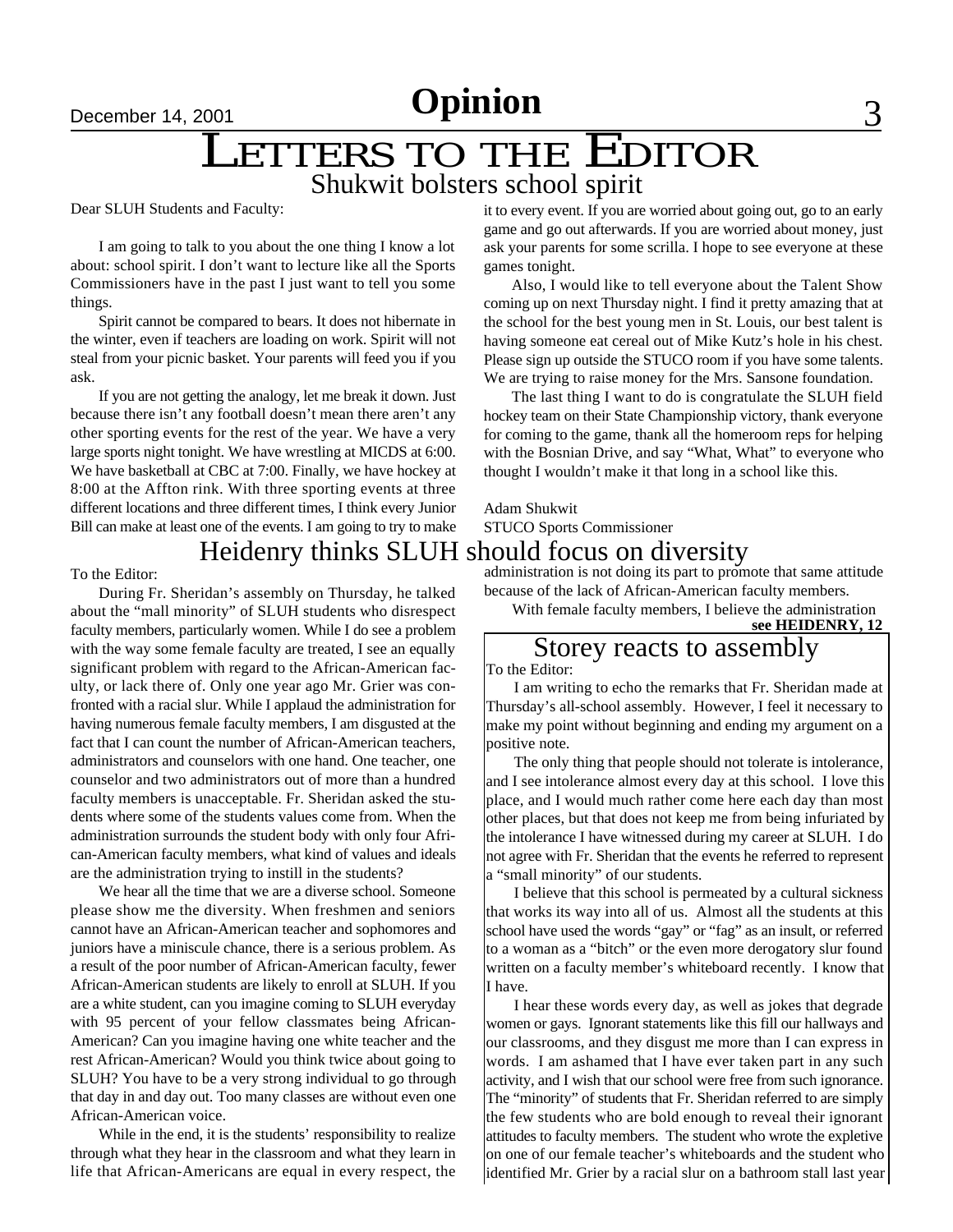# Opinion

# LETTERS TO THE EDITOR

## Shukwit bolsters school spirit

Dear SLUH Students and Faculty:

I am going to talk to you about the one thing I know a lot about: school spirit. I don't want to lecture like all the Sports Commissioners have in the past I just want to tell you some things.

Spirit cannot be compared to bears. It does not hibernate in the winter, even if teachers are loading on work. Spirit will not steal from your picnic basket. Your parents will feed you if you ask.

If you are not getting the analogy, let me break it down. Just because there isn't any football doesn't mean there aren't any other sporting events for the rest of the year. We have a very large sports night tonight. We have wrestling at MICDS at 6:00. We have basketball at CBC at 7:00. Finally, we have hockey at 8:00 at the Affton rink. With three sporting events at three different locations and three different times, I think every Junior Bill can make at least one of the events. I am going to try to make it to every event. If you are worried about going out, go to an early game and go out afterwards. If you are worried about money, just ask your parents for some scrilla. I hope to see everyone at these games tonight.

Also, I would like to tell everyone about the Talent Show coming up on next Thursday night. I find it pretty amazing that at the school for the best young men in St. Louis, our best talent is having someone eat cereal out of Mike Kutz's hole in his chest. Please sign up outside the STUCO room if you have some talents. We are trying to raise money for the Mrs. Sansone foundation.

The last thing I want to do is congratulate the SLUH field hockey team on their State Championship victory, thank everyone for coming to the game, thank all the homeroom reps for helping with the Bosnian Drive, and say "What, What" to everyone who thought I wouldn't make it that long in a school like this.

Adam Shukwit
STUCO Sports Commissioner

## Heidenry thinks SLUH should focus on diversity

To the Editor:

During Fr. Sheridan's assembly on Thursday, he talked about the "mall minority" of SLUH students who disrespect faculty members, particularly women. While I do see a problem with the way some female faculty are treated, I see an equally significant problem with regard to the African-American faculty, or lack there of. Only one year ago Mr. Grier was confronted with a racial slur. While I applaud the administration for having numerous female faculty members, I am disgusted at the fact that I can count the number of African-American teachers, administrators and counselors with one hand. One teacher, one counselor and two administrators out of more than a hundred faculty members is unacceptable. Fr. Sheridan asked the students where some of the students values come from. When the administration surrounds the student body with only four African-American faculty members, what kind of values and ideals are the administration trying to instill in the students?

We hear all the time that we are a diverse school. Someone please show me the diversity. When freshmen and seniors cannot have an African-American teacher and sophomores and juniors have a miniscule chance, there is a serious problem. As a result of the poor number of African-American faculty, fewer African-American students are likely to enroll at SLUH. If you are a white student, can you imagine coming to SLUH everyday with 95 percent of your fellow classmates being African-American? Can you imagine having one white teacher and the rest African-American? Would you think twice about going to SLUH? You have to be a very strong individual to go through that day in and day out. Too many classes are without even one African-American voice.

While in the end, it is the students' responsibility to realize through what they hear in the classroom and what they learn in life that African-Americans are equal in every respect, the administration is not doing its part to promote that same attitude because of the lack of African-American faculty members.

With female faculty members, I believe the administration

**see HEIDENRY, 12**

## Storey reacts to assembly

To the Editor:

I am writing to echo the remarks that Fr. Sheridan made at Thursday's all-school assembly. However, I feel it necessary to make my point without beginning and ending my argument on a positive note.

The only thing that people should not tolerate is intolerance, and I see intolerance almost every day at this school. I love this place, and I would much rather come here each day than most other places, but that does not keep me from being infuriated by the intolerance I have witnessed during my career at SLUH. I do not agree with Fr. Sheridan that the events he referred to represent a "small minority" of our students.

I believe that this school is permeated by a cultural sickness that works its way into all of us. Almost all the students at this school have used the words "gay" or "fag" as an insult, or referred to a woman as a "bitch" or the even more derogatory slur found written on a faculty member's whiteboard recently. I know that I have.

I hear these words every day, as well as jokes that degrade women or gays. Ignorant statements like this fill our hallways and our classrooms, and they disgust me more than I can express in words. I am ashamed that I have ever taken part in any such activity, and I wish that our school were free from such ignorance. The "minority" of students that Fr. Sheridan referred to are simply the few students who are bold enough to reveal their ignorant attitudes to faculty members. The student who wrote the expletive on one of our female teacher's whiteboards and the student who identified Mr. Grier by a racial slur on a bathroom stall last year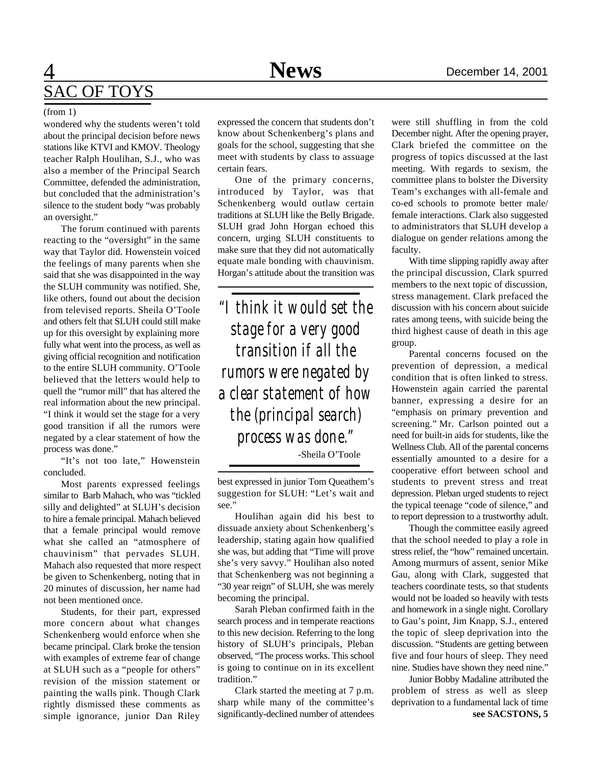# SAC OF TOYS

(from 1)

wondered why the students weren't told about the principal decision before news stations like KTVI and KMOV. Theology teacher Ralph Houlihan, S.J., who was also a member of the Principal Search Committee, defended the administration, but concluded that the administration's silence to the student body "was probably an oversight."

The forum continued with parents reacting to the "oversight" in the same way that Taylor did. Howenstein voiced the feelings of many parents when she said that she was disappointed in the way the SLUH community was notified. She, like others, found out about the decision from televised reports. Sheila O'Toole and others felt that SLUH could still make up for this oversight by explaining more fully what went into the process, as well as giving official recognition and notification to the entire SLUH community. O'Toole believed that the letters would help to quell the "rumor mill" that has altered the real information about the new principal. "I think it would set the stage for a very good transition if all the rumors were negated by a clear statement of how the process was done."

"It's not too late," Howenstein concluded.

Most parents expressed feelings similar to Barb Mahach, who was "tickled silly and delighted" at SLUH's decision to hire a female principal. Mahach believed that a female principal would remove what she called an "atmosphere of chauvinism" that pervades SLUH. Mahach also requested that more respect be given to Schenkenberg, noting that in 20 minutes of discussion, her name had not been mentioned once.

Students, for their part, expressed more concern about what changes Schenkenberg would enforce when she became principal. Clark broke the tension with examples of extreme fear of change at SLUH such as a "people for others" revision of the mission statement or painting the walls pink. Though Clark rightly dismissed these comments as simple ignorance, junior Dan Riley expressed the concern that students don't know about Schenkenberg's plans and goals for the school, suggesting that she meet with students by class to assuage certain fears.

One of the primary concerns, introduced by Taylor, was that Schenkenberg would outlaw certain traditions at SLUH like the Belly Brigade. SLUH grad John Horgan echoed this concern, urging SLUH constituents to make sure that they did not automatically equate male bonding with chauvinism. Horgan's attitude about the transition was best expressed in junior Tom Queathem's suggestion for SLUH: "Let's wait and see."

> *"I think it would set the stage for a very good transition if all the rumors were negated by a clear statement of how the (principal search) process was done."*
>
> -Sheila O'Toole

Houlihan again did his best to dissuade anxiety about Schenkenberg's leadership, stating again how qualified she was, but adding that "Time will prove she's very savvy." Houlihan also noted that Schenkenberg was not beginning a "30 year reign" of SLUH, she was merely becoming the principal.

Sarah Pleban confirmed faith in the search process and in temperate reactions to this new decision. Referring to the long history of SLUH's principals, Pleban observed, "The process works. This school is going to continue on in its excellent tradition."

Clark started the meeting at 7 p.m. sharp while many of the committee's significantly-declined number of attendees were still shuffling in from the cold December night. After the opening prayer, Clark briefed the committee on the progress of topics discussed at the last meeting. With regards to sexism, the committee plans to bolster the Diversity Team's exchanges with all-female and co-ed schools to promote better male/female interactions. Clark also suggested to administrators that SLUH develop a dialogue on gender relations among the faculty.

With time slipping rapidly away after the principal discussion, Clark spurred members to the next topic of discussion, stress management. Clark prefaced the discussion with his concern about suicide rates among teens, with suicide being the third highest cause of death in this age group.

Parental concerns focused on the prevention of depression, a medical condition that is often linked to stress. Howenstein again carried the parental banner, expressing a desire for an "emphasis on primary prevention and screening." Mr. Carlson pointed out a need for built-in aids for students, like the Wellness Club. All of the parental concerns essentially amounted to a desire for a cooperative effort between school and students to prevent stress and treat depression. Pleban urged students to reject the typical teenage "code of silence," and to report depression to a trustworthy adult.

Though the committee easily agreed that the school needed to play a role in stress relief, the "how" remained uncertain. Among murmurs of assent, senior Mike Gau, along with Clark, suggested that teachers coordinate tests, so that students would not be loaded so heavily with tests and homework in a single night. Corollary to Gau's point, Jim Knapp, S.J., entered the topic of sleep deprivation into the discussion. "Students are getting between five and four hours of sleep. They need nine. Studies have shown they need nine."

Junior Bobby Madaline attributed the problem of stress as well as sleep deprivation to a fundamental lack of time

**see SACSTONS, 5**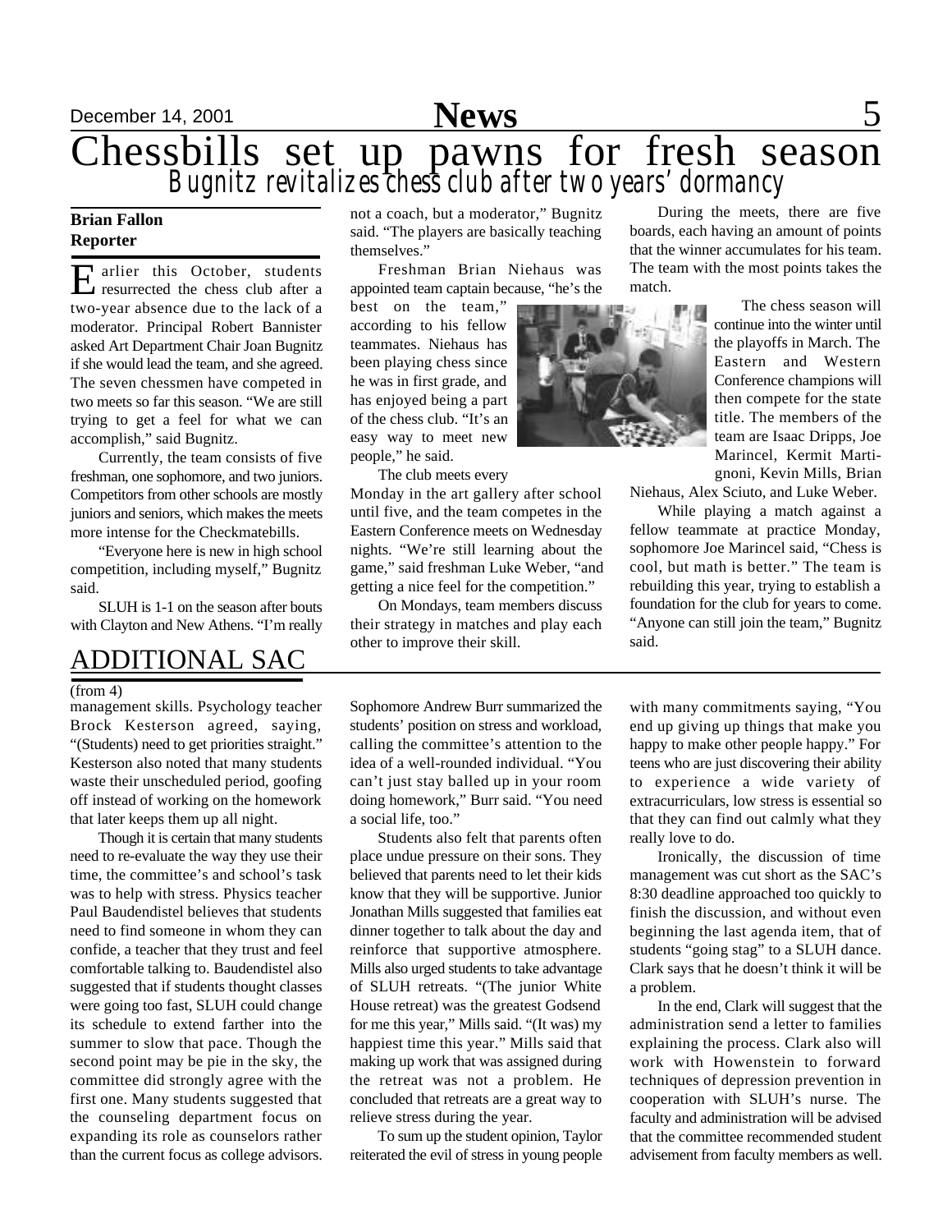# Chessbills set up pawns for fresh season

## *Bugnitz revitalizes chess club after two years' dormancy*

**Brian Fallon**
**Reporter**

Earlier this October, students resurrected the chess club after a two-year absence due to the lack of a moderator. Principal Robert Bannister asked Art Department Chair Joan Bugnitz if she would lead the team, and she agreed. The seven chessmen have competed in two meets so far this season. "We are still trying to get a feel for what we can accomplish," said Bugnitz.

Currently, the team consists of five freshman, one sophomore, and two juniors. Competitors from other schools are mostly juniors and seniors, which makes the meets more intense for the Checkmatebills.

"Everyone here is new in high school competition, including myself," Bugnitz said.

SLUH is 1-1 on the season after bouts with Clayton and New Athens. "I'm really not a coach, but a moderator," Bugnitz said. "The players are basically teaching themselves."

Freshman Brian Niehaus was appointed team captain because, "he's the best on the team," according to his fellow teammates. Niehaus has been playing chess since he was in first grade, and has enjoyed being a part of the chess club. "It's an easy way to meet new people," he said.

The club meets every Monday in the art gallery after school until five, and the team competes in the Eastern Conference meets on Wednesday nights. "We're still learning about the game," said freshman Luke Weber, "and getting a nice feel for the competition."

On Mondays, team members discuss their strategy in matches and play each other to improve their skill.

During the meets, there are five boards, each having an amount of points that the winner accumulates for his team. The team with the most points takes the match.

The chess season will continue into the winter until the playoffs in March. The Eastern and Western Conference champions will then compete for the state title. The members of the team are Isaac Dripps, Joe Marincel, Kermit Martignoni, Kevin Mills, Brian Niehaus, Alex Sciuto, and Luke Weber.

While playing a match against a fellow teammate at practice Monday, sophomore Joe Marincel said, "Chess is cool, but math is better." The team is rebuilding this year, trying to establish a foundation for the club for years to come. "Anyone can still join the team," Bugnitz said.

# ADDITIONAL SAC

(from 4)

management skills. Psychology teacher Brock Kesterson agreed, saying, "(Students) need to get priorities straight." Kesterson also noted that many students waste their unscheduled period, goofing off instead of working on the homework that later keeps them up all night.

Though it is certain that many students need to re-evaluate the way they use their time, the committee's and school's task was to help with stress. Physics teacher Paul Baudendistel believes that students need to find someone in whom they can confide, a teacher that they trust and feel comfortable talking to. Baudendistel also suggested that if students thought classes were going too fast, SLUH could change its schedule to extend farther into the summer to slow that pace. Though the second point may be pie in the sky, the committee did strongly agree with the first one. Many students suggested that the counseling department focus on expanding its role as counselors rather than the current focus as college advisors.

Sophomore Andrew Burr summarized the students' position on stress and workload, calling the committee's attention to the idea of a well-rounded individual. "You can't just stay balled up in your room doing homework," Burr said. "You need a social life, too."

Students also felt that parents often place undue pressure on their sons. They believed that parents need to let their kids know that they will be supportive. Junior Jonathan Mills suggested that families eat dinner together to talk about the day and reinforce that supportive atmosphere. Mills also urged students to take advantage of SLUH retreats. "(The junior White House retreat) was the greatest Godsend for me this year," Mills said. "(It was) my happiest time this year." Mills said that making up work that was assigned during the retreat was not a problem. He concluded that retreats are a great way to relieve stress during the year.

To sum up the student opinion, Taylor reiterated the evil of stress in young people with many commitments saying, "You end up giving up things that make you happy to make other people happy." For teens who are just discovering their ability to experience a wide variety of extracurriculars, low stress is essential so that they can find out calmly what they really love to do.

Ironically, the discussion of time management was cut short as the SAC's 8:30 deadline approached too quickly to finish the discussion, and without even beginning the last agenda item, that of students "going stag" to a SLUH dance. Clark says that he doesn't think it will be a problem.

In the end, Clark will suggest that the administration send a letter to families explaining the process. Clark also will work with Howenstein to forward techniques of depression prevention in cooperation with SLUH's nurse. The faculty and administration will be advised that the committee recommended student advisement from faculty members as well.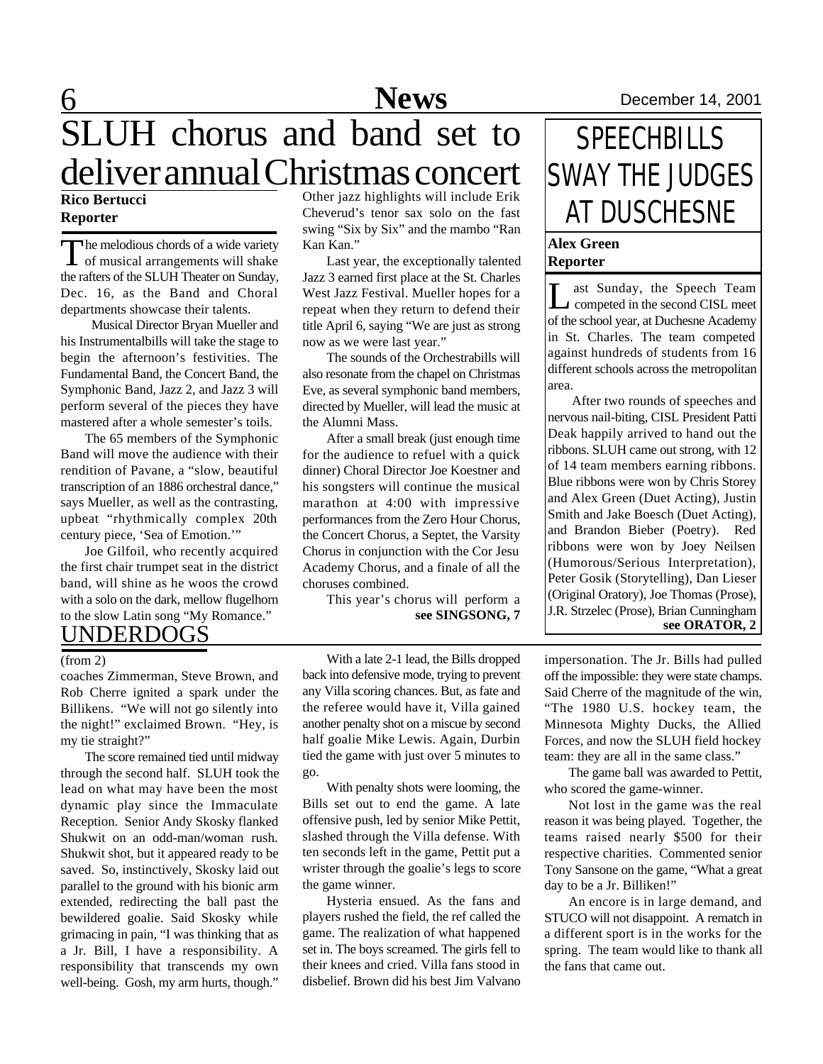# SLUH chorus and band set to deliver annual Christmas concert

**Rico Bertucci**
**Reporter**

The melodious chords of a wide variety of musical arrangements will shake the rafters of the SLUH Theater on Sunday, Dec. 16, as the Band and Choral departments showcase their talents.

Musical Director Bryan Mueller and his Instrumentalbills will take the stage to begin the afternoon's festivities. The Fundamental Band, the Concert Band, the Symphonic Band, Jazz 2, and Jazz 3 will perform several of the pieces they have mastered after a whole semester's toils.

The 65 members of the Symphonic Band will move the audience with their rendition of Pavane, a "slow, beautiful transcription of an 1886 orchestral dance," says Mueller, as well as the contrasting, upbeat "rhythmically complex 20th century piece, 'Sea of Emotion.'"

Joe Gilfoil, who recently acquired the first chair trumpet seat in the district band, will shine as he woos the crowd with a solo on the dark, mellow flugelhorn to the slow Latin song "My Romance." Other jazz highlights will include Erik Cheverud's tenor sax solo on the fast swing "Six by Six" and the mambo "Ran Kan Kan."

Last year, the exceptionally talented Jazz 3 earned first place at the St. Charles West Jazz Festival. Mueller hopes for a repeat when they return to defend their title April 6, saying "We are just as strong now as we were last year."

The sounds of the Orchestrabills will also resonate from the chapel on Christmas Eve, as several symphonic band members, directed by Mueller, will lead the music at the Alumni Mass.

After a small break (just enough time for the audience to refuel with a quick dinner) Choral Director Joe Koestner and his songsters will continue the musical marathon at 4:00 with impressive performances from the Zero Hour Chorus, the Concert Chorus, a Septet, the Varsity Chorus in conjunction with the Cor Jesu Academy Chorus, and a finale of all the choruses combined.

This year's chorus will perform a

**see SINGSONG, 7**

# SPEECHBILLS SWAY THE JUDGES AT DUSCHESNE

**Alex Green**
**Reporter**

Last Sunday, the Speech Team competed in the second CISL meet of the school year, at Duchesne Academy in St. Charles. The team competed against hundreds of students from 16 different schools across the metropolitan area.

After two rounds of speeches and nervous nail-biting, CISL President Patti Deak happily arrived to hand out the ribbons. SLUH came out strong, with 12 of 14 team members earning ribbons. Blue ribbons were won by Chris Storey and Alex Green (Duet Acting), Justin Smith and Jake Boesch (Duet Acting), and Brandon Bieber (Poetry). Red ribbons were won by Joey Neilsen (Humorous/Serious Interpretation), Peter Gosik (Storytelling), Dan Lieser (Original Oratory), Joe Thomas (Prose), J.R. Strzelec (Prose), Brian Cunningham

**see ORATOR, 2**

## UNDERDOGS

(from 2)

coaches Zimmerman, Steve Brown, and Rob Cherre ignited a spark under the Billikens. "We will not go silently into the night!" exclaimed Brown. "Hey, is my tie straight?"

The score remained tied until midway through the second half. SLUH took the lead on what may have been the most dynamic play since the Immaculate Reception. Senior Andy Skosky flanked Shukwit on an odd-man/woman rush. Shukwit shot, but it appeared ready to be saved. So, instinctively, Skosky laid out parallel to the ground with his bionic arm extended, redirecting the ball past the bewildered goalie. Said Skosky while grimacing in pain, "I was thinking that as a Jr. Bill, I have a responsibility. A responsibility that transcends my own well-being. Gosh, my arm hurts, though."

With a late 2-1 lead, the Bills dropped back into defensive mode, trying to prevent any Villa scoring chances. But, as fate and the referee would have it, Villa gained another penalty shot on a miscue by second half goalie Mike Lewis. Again, Durbin tied the game with just over 5 minutes to go.

With penalty shots were looming, the Bills set out to end the game. A late offensive push, led by senior Mike Pettit, slashed through the Villa defense. With ten seconds left in the game, Pettit put a wrister through the goalie's legs to score the game winner.

Hysteria ensued. As the fans and players rushed the field, the ref called the game. The realization of what happened set in. The boys screamed. The girls fell to their knees and cried. Villa fans stood in disbelief. Brown did his best Jim Valvano impersonation. The Jr. Bills had pulled off the impossible: they were state champs. Said Cherre of the magnitude of the win, "The 1980 U.S. hockey team, the Minnesota Mighty Ducks, the Allied Forces, and now the SLUH field hockey team: they are all in the same class."

The game ball was awarded to Pettit, who scored the game-winner.

Not lost in the game was the real reason it was being played. Together, the teams raised nearly $500 for their respective charities. Commented senior Tony Sansone on the game, "What a great day to be a Jr. Billiken!"

An encore is in large demand, and STUCO will not disappoint. A rematch in a different sport is in the works for the spring. The team would like to thank all the fans that came out.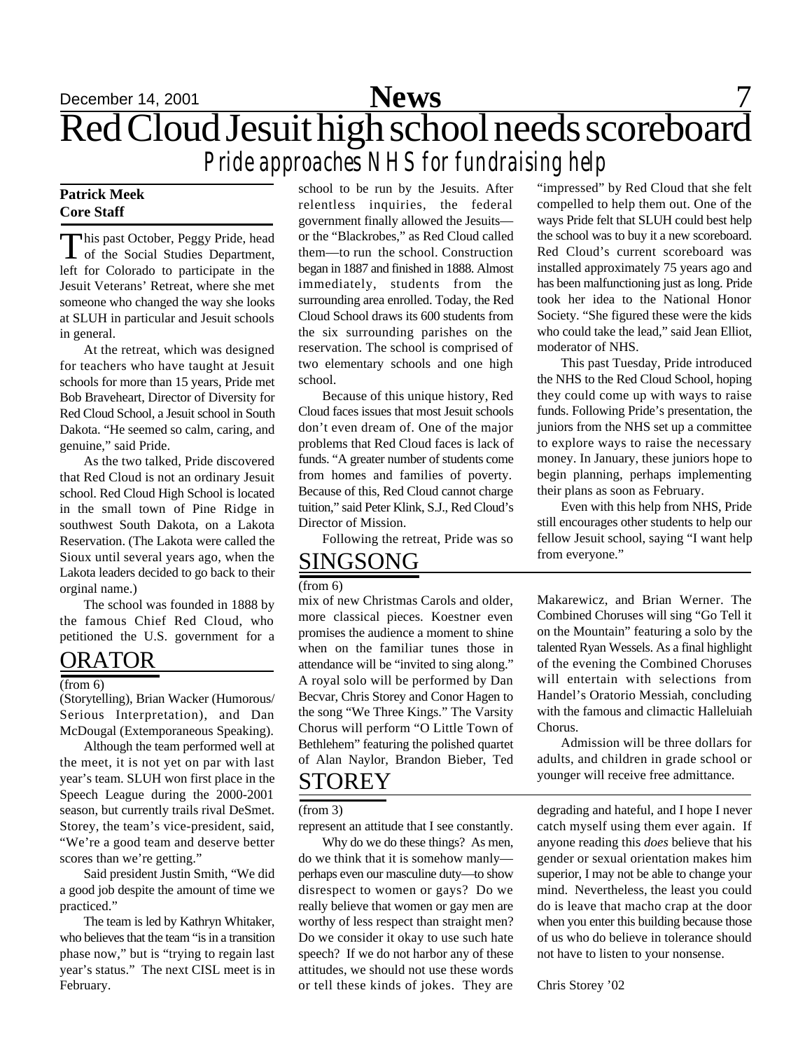# Red Cloud Jesuit high school needs scoreboard

## *Pride approaches NHS for fundraising help*

**Patrick Meek**
**Core Staff**

This past October, Peggy Pride, head of the Social Studies Department, left for Colorado to participate in the Jesuit Veterans' Retreat, where she met someone who changed the way she looks at SLUH in particular and Jesuit schools in general.

At the retreat, which was designed for teachers who have taught at Jesuit schools for more than 15 years, Pride met Bob Braveheart, Director of Diversity for Red Cloud School, a Jesuit school in South Dakota. "He seemed so calm, caring, and genuine," said Pride.

As the two talked, Pride discovered that Red Cloud is not an ordinary Jesuit school. Red Cloud High School is located in the small town of Pine Ridge in southwest South Dakota, on a Lakota Reservation. (The Lakota were called the Sioux until several years ago, when the Lakota leaders decided to go back to their orginal name.)

The school was founded in 1888 by the famous Chief Red Cloud, who petitioned the U.S. government for a school to be run by the Jesuits. After relentless inquiries, the federal government finally allowed the Jesuits—or the "Blackrobes," as Red Cloud called them—to run the school. Construction began in 1887 and finished in 1888. Almost immediately, students from the surrounding area enrolled. Today, the Red Cloud School draws its 600 students from the six surrounding parishes on the reservation. The school is comprised of two elementary schools and one high school.

Because of this unique history, Red Cloud faces issues that most Jesuit schools don't even dream of. One of the major problems that Red Cloud faces is lack of funds. "A greater number of students come from homes and families of poverty. Because of this, Red Cloud cannot charge tuition," said Peter Klink, S.J., Red Cloud's Director of Mission.

Following the retreat, Pride was so "impressed" by Red Cloud that she felt compelled to help them out. One of the ways Pride felt that SLUH could best help the school was to buy it a new scoreboard. Red Cloud's current scoreboard was installed approximately 75 years ago and has been malfunctioning just as long. Pride took her idea to the National Honor Society. "She figured these were the kids who could take the lead," said Jean Elliot, moderator of NHS.

This past Tuesday, Pride introduced the NHS to the Red Cloud School, hoping they could come up with ways to raise funds. Following Pride's presentation, the juniors from the NHS set up a committee to explore ways to raise the necessary money. In January, these juniors hope to begin planning, perhaps implementing their plans as soon as February.

Even with this help from NHS, Pride still encourages other students to help our fellow Jesuit school, saying "I want help from everyone."

## ORATOR

(from 6)

(Storytelling), Brian Wacker (Humorous/ Serious Interpretation), and Dan McDougal (Extemporaneous Speaking).

Although the team performed well at the meet, it is not yet on par with last year's team. SLUH won first place in the Speech League during the 2000-2001 season, but currently trails rival DeSmet. Storey, the team's vice-president, said, "We're a good team and deserve better scores than we're getting."

Said president Justin Smith, "We did a good job despite the amount of time we practiced."

The team is led by Kathryn Whitaker, who believes that the team "is in a transition phase now," but is "trying to regain last year's status." The next CISL meet is in February.

## SINGSONG

(from 6)

mix of new Christmas Carols and older, more classical pieces. Koestner even promises the audience a moment to shine when on the familiar tunes those in attendance will be "invited to sing along." A royal solo will be performed by Dan Becvar, Chris Storey and Conor Hagen to the song "We Three Kings." The Varsity Chorus will perform "O Little Town of Bethlehem" featuring the polished quartet of Alan Naylor, Brandon Bieber, Ted Makarewicz, and Brian Werner. The Combined Choruses will sing "Go Tell it on the Mountain" featuring a solo by the talented Ryan Wessels. As a final highlight of the evening the Combined Choruses will entertain with selections from Handel's Oratorio Messiah, concluding with the famous and climactic Halleluiah Chorus.

Admission will be three dollars for adults, and children in grade school or younger will receive free admittance.

## STOREY

(from 3)

represent an attitude that I see constantly.

Why do we do these things? As men, do we think that it is somehow manly—perhaps even our masculine duty—to show disrespect to women or gays? Do we really believe that women or gay men are worthy of less respect than straight men? Do we consider it okay to use such hate speech? If we do not harbor any of these attitudes, we should not use these words or tell these kinds of jokes. They are degrading and hateful, and I hope I never catch myself using them ever again. If anyone reading this *does* believe that his gender or sexual orientation makes him superior, I may not be able to change your mind. Nevertheless, the least you could do is leave that macho crap at the door when you enter this building because those of us who do believe in tolerance should not have to listen to your nonsense.

Chris Storey '02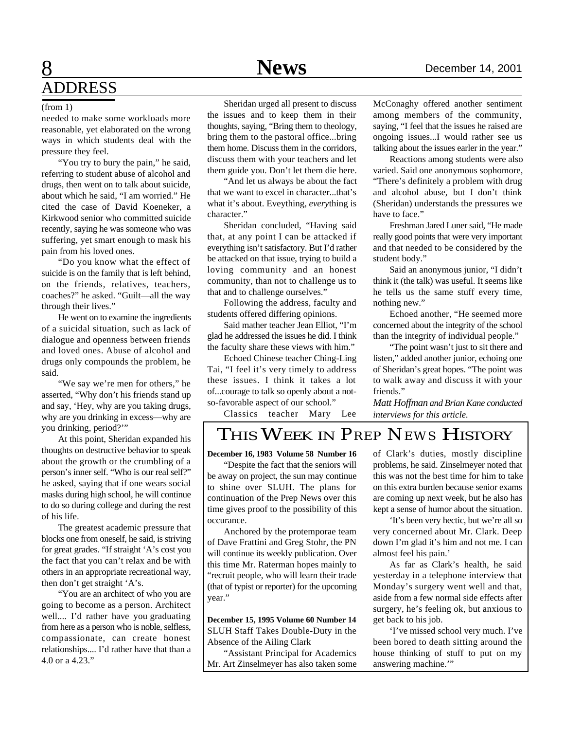# ADDRESS

(from 1)

needed to make some workloads more reasonable, yet elaborated on the wrong ways in which students deal with the pressure they feel.

"You try to bury the pain," he said, referring to student abuse of alcohol and drugs, then went on to talk about suicide, about which he said, "I am worried." He cited the case of David Koeneker, a Kirkwood senior who committed suicide recently, saying he was someone who was suffering, yet smart enough to mask his pain from his loved ones.

"Do you know what the effect of suicide is on the family that is left behind, on the friends, relatives, teachers, coaches?" he asked. "Guilt—all the way through their lives."

He went on to examine the ingredients of a suicidal situation, such as lack of dialogue and openness between friends and loved ones. Abuse of alcohol and drugs only compounds the problem, he said.

"We say we're men for others," he asserted, "Why don't his friends stand up and say, 'Hey, why are you taking drugs, why are you drinking in excess—why are you drinking, period?'"

At this point, Sheridan expanded his thoughts on destructive behavior to speak about the growth or the crumbling of a person's inner self. "Who is our real self?" he asked, saying that if one wears social masks during high school, he will continue to do so during college and during the rest of his life.

The greatest academic pressure that blocks one from oneself, he said, is striving for great grades. "If straight 'A's cost you the fact that you can't relax and be with others in an appropriate recreational way, then don't get straight 'A's.

"You are an architect of who you are going to become as a person. Architect well.... I'd rather have you graduating from here as a person who is noble, selfless, compassionate, can create honest relationships.... I'd rather have that than a 4.0 or a 4.23."

Sheridan urged all present to discuss the issues and to keep them in their thoughts, saying, "Bring them to theology, bring them to the pastoral office...bring them home. Discuss them in the corridors, discuss them with your teachers and let them guide you. Don't let them die here.

"And let us always be about the fact that we want to excel in character...that's what it's about. Eveything, *every*thing is character."

Sheridan concluded, "Having said that, at any point I can be attacked if everything isn't satisfactory. But I'd rather be attacked on that issue, trying to build a loving community and an honest community, than not to challenge us to that and to challenge ourselves."

Following the address, faculty and students offered differing opinions.

Said mather teacher Jean Elliot, "I'm glad he addressed the issues he did. I think the faculty share these views with him."

Echoed Chinese teacher Ching-Ling Tai, "I feel it's very timely to address these issues. I think it takes a lot of...courage to talk so openly about a not-so-favorable aspect of our school."

Classics teacher Mary Lee McConaghy offered another sentiment among members of the community, saying, "I feel that the issues he raised are ongoing issues...I would rather see us talking about the issues earler in the year."

Reactions among students were also varied. Said one anonymous sophomore, "There's definitely a problem with drug and alcohol abuse, but I don't think (Sheridan) understands the pressures we have to face."

Freshman Jared Luner said, "He made really good points that were very important and that needed to be considered by the student body."

Said an anonymous junior, "I didn't think it (the talk) was useful. It seems like he tells us the same stuff every time, nothing new."

Echoed another, "He seemed more concerned about the integrity of the school than the integrity of individual people."

"The point wasn't just to sit there and listen," added another junior, echoing one of Sheridan's great hopes. "The point was to walk away and discuss it with your friends."

*Matt Hoffman and Brian Kane conducted interviews for this article.*

## This Week in Prep News History

**December 16, 1983 Volume 58 Number 16**

"Despite the fact that the seniors will be away on project, the sun may continue to shine over SLUH. The plans for continuation of the Prep News over this time gives proof to the possibility of this occurance.

Anchored by the protemporae team of Dave Frattini and Greg Stohr, the PN will continue its weekly publication. Over this time Mr. Raterman hopes mainly to "recruit people, who will learn their trade (that of typist or reporter) for the upcoming year."

**December 15, 1995 Volume 60 Number 14**

SLUH Staff Takes Double-Duty in the Absence of the Ailing Clark

"Assistant Principal for Academics Mr. Art Zinselmeyer has also taken some of Clark's duties, mostly discipline problems, he said. Zinselmeyer noted that this was not the best time for him to take on this extra burden because senior exams are coming up next week, but he also has kept a sense of humor about the situation.

'It's been very hectic, but we're all so very concerned about Mr. Clark. Deep down I'm glad it's him and not me. I can almost feel his pain.'

As far as Clark's health, he said yesterday in a telephone interview that Monday's surgery went well and that, aside from a few normal side effects after surgery, he's feeling ok, but anxious to get back to his job.

'I've missed school very much. I've been bored to death sitting around the house thinking of stuff to put on my answering machine.'"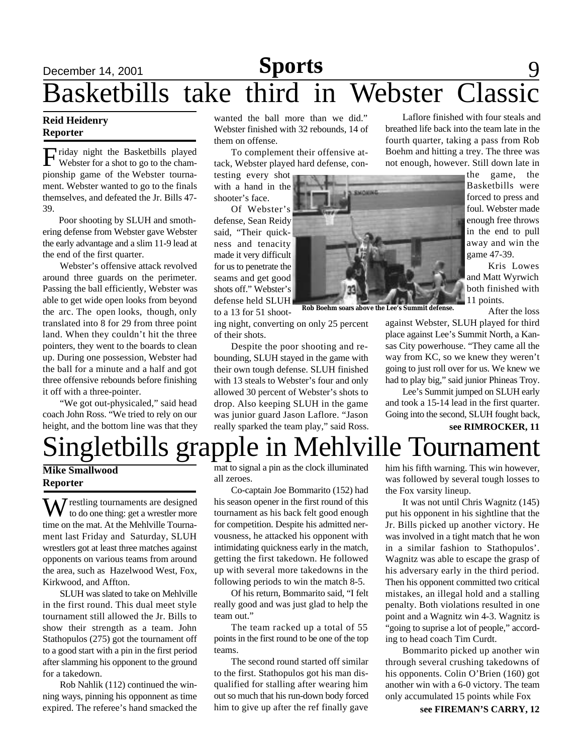# Basketbills take third in Webster Classic

**Reid Heidenry**
**Reporter**

Friday night the Basketbills played Webster for a shot to go to the championship game of the Webster tournament. Webster wanted to go to the finals themselves, and defeated the Jr. Bills 47-39.

Poor shooting by SLUH and smothering defense from Webster gave Webster the early advantage and a slim 11-9 lead at the end of the first quarter.

Webster's offensive attack revolved around three guards on the perimeter. Passing the ball efficiently, Webster was able to get wide open looks from beyond the arc. The open looks, though, only translated into 8 for 29 from three point land. When they couldn't hit the three pointers, they went to the boards to clean up. During one possession, Webster had the ball for a minute and a half and got three offensive rebounds before finishing it off with a three-pointer.

"We got out-physicaled," said head coach John Ross. "We tried to rely on our height, and the bottom line was that they wanted the ball more than we did." Webster finished with 32 rebounds, 14 of them on offense.

To complement their offensive attack, Webster played hard defense, contesting every shot with a hand in the shooter's face.

Of Webster's defense, Sean Reidy said, "Their quickness and tenacity made it very difficult for us to penetrate the seams and get good shots off." Webster's defense held SLUH to a 13 for 51 shooting night, converting on only 25 percent of their shots.

Despite the poor shooting and rebounding, SLUH stayed in the game with their own tough defense. SLUH finished with 13 steals to Webster's four and only allowed 30 percent of Webster's shots to drop. Also keeping SLUH in the game was junior guard Jason Laflore. "Jason really sparked the team play," said Ross.

Laflore finished with four steals and breathed life back into the team late in the fourth quarter, taking a pass from Rob Boehm and hitting a trey. The three was not enough, however. Still down late in the game, the Basketbills were forced to press and foul. Webster made enough free throws in the end to pull away and win the game 47-39.

Rob Boehm soars above the Lee's Summit defense.

Kris Lowes and Matt Wyrwich both finished with 11 points.

After the loss against Webster, SLUH played for third place against Lee's Summit North, a Kansas City powerhouse. "They came all the way from KC, so we knew they weren't going to just roll over for us. We knew we had to play big," said junior Phineas Troy.

Lee's Summit jumped on SLUH early and took a 15-14 lead in the first quarter. Going into the second, SLUH fought back,

**see RIMROCKER, 11**

# Singletbills grapple in Mehlville Tournament

**Mike Smallwood**
**Reporter**

Wrestling tournaments are designed to do one thing: get a wrestler more time on the mat. At the Mehlville Tournament last Friday and Saturday, SLUH wrestlers got at least three matches against opponents on various teams from around the area, such as Hazelwood West, Fox, Kirkwood, and Affton.

SLUH was slated to take on Mehlville in the first round. This dual meet style tournament still allowed the Jr. Bills to show their strength as a team. John Stathopulos (275) got the tournament off to a good start with a pin in the first period after slamming his opponent to the ground for a takedown.

Rob Nahlik (112) continued the winning ways, pinning his opponnent as time expired. The referee's hand smacked the mat to signal a pin as the clock illuminated all zeroes.

Co-captain Joe Bommarito (152) had his season opener in the first round of this tournament as his back felt good enough for competition. Despite his admitted nervousness, he attacked his opponent with intimidating quickness early in the match, getting the first takedown. He followed up with several more takedowns in the following periods to win the match 8-5.

Of his return, Bommarito said, "I felt really good and was just glad to help the team out."

The team racked up a total of 55 points in the first round to be one of the top teams.

The second round started off similar to the first. Stathopulos got his man disqualified for stalling after wearing him out so much that his run-down body forced him to give up after the ref finally gave him his fifth warning. This win however, was followed by several tough losses to the Fox varsity lineup.

It was not until Chris Wagnitz (145) put his opponent in his sightline that the Jr. Bills picked up another victory. He was involved in a tight match that he won in a similar fashion to Stathopulos'. Wagnitz was able to escape the grasp of his adversary early in the third period. Then his opponent committed two critical mistakes, an illegal hold and a stalling penalty. Both violations resulted in one point and a Wagnitz win 4-3. Wagnitz is "going to suprise a lot of people," according to head coach Tim Curdt.

Bommarito picked up another win through several crushing takedowns of his opponents. Colin O'Brien (160) got another win with a 6-0 victory. The team only accumulated 15 points while Fox

**see FIREMAN'S CARRY, 12**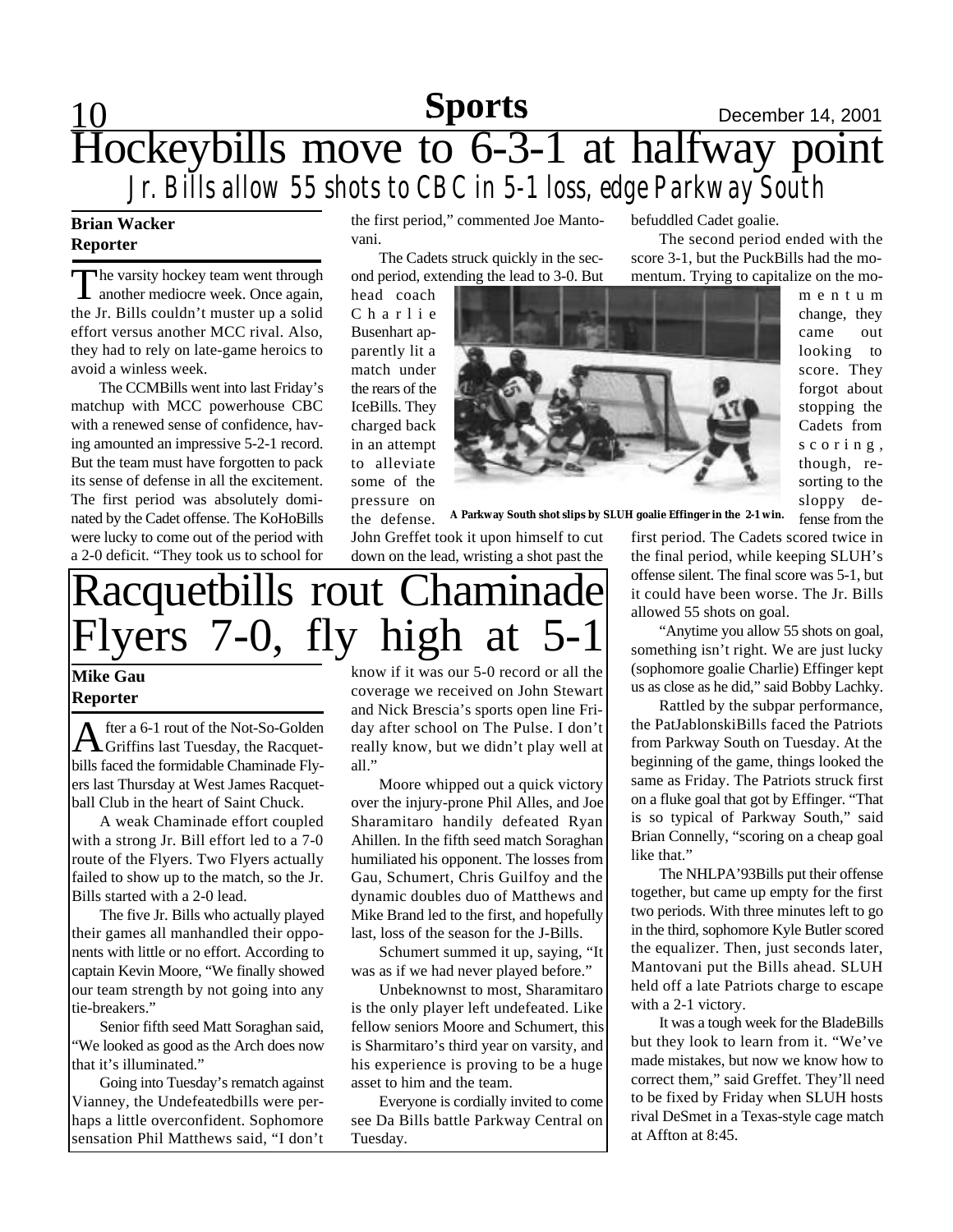# Hockeybills move to 6-3-1 at halfway point

## Jr. Bills allow 55 shots to CBC in 5-1 loss, edge Parkway South

**Brian Wacker**
**Reporter**

The varsity hockey team went through another mediocre week. Once again, the Jr. Bills couldn't muster up a solid effort versus another MCC rival. Also, they had to rely on late-game heroics to avoid a winless week.

The CCMBills went into last Friday's matchup with MCC powerhouse CBC with a renewed sense of confidence, having amounted an impressive 5-2-1 record. But the team must have forgotten to pack its sense of defense in all the excitement. The first period was absolutely dominated by the Cadet offense. The KoHoBills were lucky to come out of the period with a 2-0 deficit. "They took us to school for the first period," commented Joe Mantovani.

The Cadets struck quickly in the second period, extending the lead to 3-0. But head coach Charlie Busenhart apparently lit a match under the rears of the IceBills. They charged back in an attempt to alleviate some of the pressure on the defense. John Greffet took it upon himself to cut down on the lead, wristing a shot past the befuddled Cadet goalie.

A Parkway South shot slips by SLUH goalie Effinger in the 2-1 win.

The second period ended with the score 3-1, but the PuckBills had the momentum. Trying to capitalize on the momentum change, they came out looking to score. They forgot about stopping the Cadets from scoring, though, resorting to the sloppy defense from the first period. The Cadets scored twice in the final period, while keeping SLUH's offense silent. The final score was 5-1, but it could have been worse. The Jr. Bills allowed 55 shots on goal.

"Anytime you allow 55 shots on goal, something isn't right. We are just lucky (sophomore goalie Charlie) Effinger kept us as close as he did," said Bobby Lachky.

Rattled by the subpar performance, the PatJablonskiBills faced the Patriots from Parkway South on Tuesday. At the beginning of the game, things looked the same as Friday. The Patriots struck first on a fluke goal that got by Effinger. "That is so typical of Parkway South," said Brian Connelly, "scoring on a cheap goal like that."

The NHLPA'93Bills put their offense together, but came up empty for the first two periods. With three minutes left to go in the third, sophomore Kyle Butler scored the equalizer. Then, just seconds later, Mantovani put the Bills ahead. SLUH held off a late Patriots charge to escape with a 2-1 victory.

It was a tough week for the BladeBills but they look to learn from it. "We've made mistakes, but now we know how to correct them," said Greffet. They'll need to be fixed by Friday when SLUH hosts rival DeSmet in a Texas-style cage match at Affton at 8:45.

# Racquetbills rout Chaminade Flyers 7-0, fly high at 5-1

**Mike Gau**
**Reporter**

After a 6-1 rout of the Not-So-Golden Griffins last Tuesday, the Racquetbills faced the formidable Chaminade Flyers last Thursday at West James Racquetball Club in the heart of Saint Chuck.

A weak Chaminade effort coupled with a strong Jr. Bill effort led to a 7-0 route of the Flyers. Two Flyers actually failed to show up to the match, so the Jr. Bills started with a 2-0 lead.

The five Jr. Bills who actually played their games all manhandled their opponents with little or no effort. According to captain Kevin Moore, "We finally showed our team strength by not going into any tie-breakers."

Senior fifth seed Matt Soraghan said, "We looked as good as the Arch does now that it's illuminated."

Going into Tuesday's rematch against Vianney, the Undefeatedbills were perhaps a little overconfident. Sophomore sensation Phil Matthews said, "I don't know if it was our 5-0 record or all the coverage we received on John Stewart and Nick Brescia's sports open line Friday after school on The Pulse. I don't really know, but we didn't play well at all."

Moore whipped out a quick victory over the injury-prone Phil Alles, and Joe Sharamitaro handily defeated Ryan Ahillen. In the fifth seed match Soraghan humiliated his opponent. The losses from Gau, Schumert, Chris Guilfoy and the dynamic doubles duo of Matthews and Mike Brand led to the first, and hopefully last, loss of the season for the J-Bills.

Schumert summed it up, saying, "It was as if we had never played before."

Unbeknownst to most, Sharamitaro is the only player left undefeated. Like fellow seniors Moore and Schumert, this is Sharmitaro's third year on varsity, and his experience is proving to be a huge asset to him and the team.

Everyone is cordially invited to come see Da Bills battle Parkway Central on Tuesday.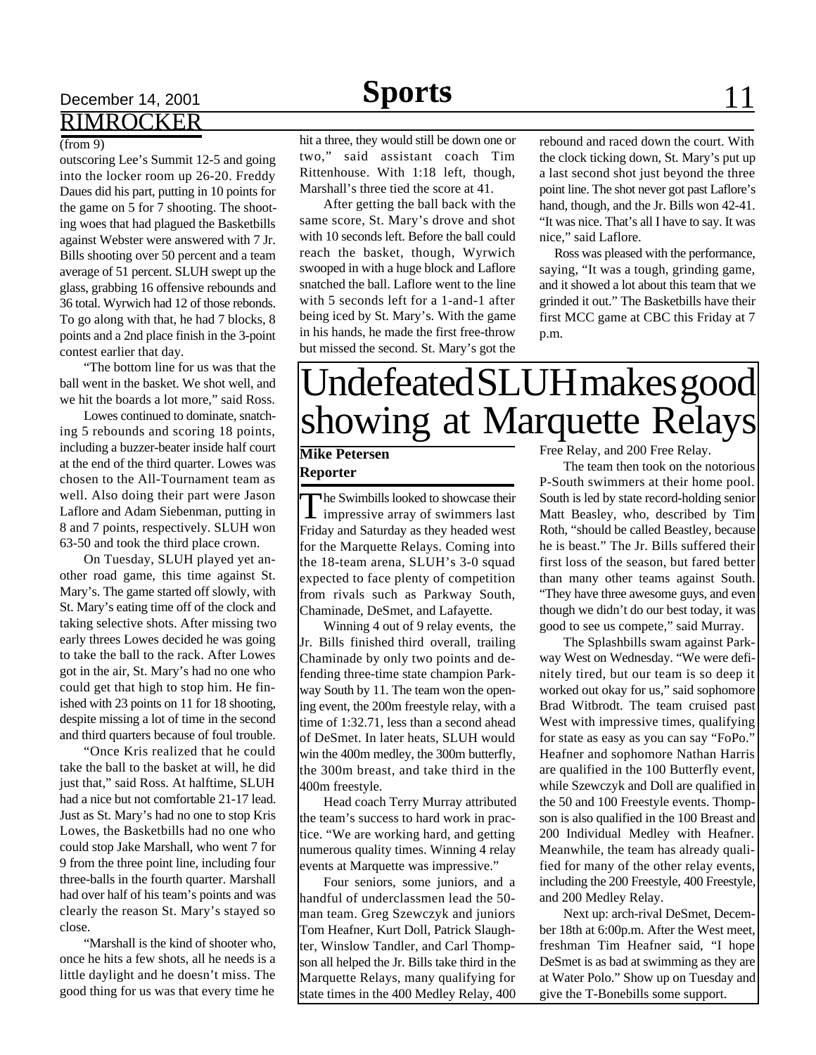## RIMROCKER

(from 9)

outscoring Lee's Summit 12-5 and going into the locker room up 26-20. Freddy Daues did his part, putting in 10 points for the game on 5 for 7 shooting. The shooting woes that had plagued the Basketbills against Webster were answered with 7 Jr. Bills shooting over 50 percent and a team average of 51 percent. SLUH swept up the glass, grabbing 16 offensive rebounds and 36 total. Wyrwich had 12 of those rebonds. To go along with that, he had 7 blocks, 8 points and a 2nd place finish in the 3-point contest earlier that day.

"The bottom line for us was that the ball went in the basket. We shot well, and we hit the boards a lot more," said Ross.

Lowes continued to dominate, snatching 5 rebounds and scoring 18 points, including a buzzer-beater inside half court at the end of the third quarter. Lowes was chosen to the All-Tournament team as well. Also doing their part were Jason Laflore and Adam Siebenman, putting in 8 and 7 points, respectively. SLUH won 63-50 and took the third place crown.

On Tuesday, SLUH played yet another road game, this time against St. Mary's. The game started off slowly, with St. Mary's eating time off of the clock and taking selective shots. After missing two early threes Lowes decided he was going to take the ball to the rack. After Lowes got in the air, St. Mary's had no one who could get that high to stop him. He finished with 23 points on 11 for 18 shooting, despite missing a lot of time in the second and third quarters because of foul trouble.

"Once Kris realized that he could take the ball to the basket at will, he did just that," said Ross. At halftime, SLUH had a nice but not comfortable 21-17 lead. Just as St. Mary's had no one to stop Kris Lowes, the Basketbills had no one who could stop Jake Marshall, who went 7 for 9 from the three point line, including four three-balls in the fourth quarter. Marshall had over half of his team's points and was clearly the reason St. Mary's stayed so close.

"Marshall is the kind of shooter who, once he hits a few shots, all he needs is a little daylight and he doesn't miss. The good thing for us was that every time he hit a three, they would still be down one or two," said assistant coach Tim Rittenhouse. With 1:18 left, though, Marshall's three tied the score at 41.

After getting the ball back with the same score, St. Mary's drove and shot with 10 seconds left. Before the ball could reach the basket, though, Wyrwich swooped in with a huge block and Laflore snatched the ball. Laflore went to the line with 5 seconds left for a 1-and-1 after being iced by St. Mary's. With the game in his hands, he made the first free-throw but missed the second. St. Mary's got the rebound and raced down the court. With the clock ticking down, St. Mary's put up a last second shot just beyond the three point line. The shot never got past Laflore's hand, though, and the Jr. Bills won 42-41. "It was nice. That's all I have to say. It was nice," said Laflore.

Ross was pleased with the performance, saying, "It was a tough, grinding game, and it showed a lot about this team that we grinded it out." The Basketbills have their first MCC game at CBC this Friday at 7 p.m.

# Undefeated SLUH makes good showing at Marquette Relays

**Mike Petersen**
**Reporter**

The Swimbills looked to showcase their impressive array of swimmers last Friday and Saturday as they headed west for the Marquette Relays. Coming into the 18-team arena, SLUH's 3-0 squad expected to face plenty of competition from rivals such as Parkway South, Chaminade, DeSmet, and Lafayette.

Winning 4 out of 9 relay events, the Jr. Bills finished third overall, trailing Chaminade by only two points and defending three-time state champion Parkway South by 11. The team won the opening event, the 200m freestyle relay, with a time of 1:32.71, less than a second ahead of DeSmet. In later heats, SLUH would win the 400m medley, the 300m butterfly, the 300m breast, and take third in the 400m freestyle.

Head coach Terry Murray attributed the team's success to hard work in practice. "We are working hard, and getting numerous quality times. Winning 4 relay events at Marquette was impressive."

Four seniors, some juniors, and a handful of underclassmen lead the 50-man team. Greg Szewczyk and juniors Tom Heafner, Kurt Doll, Patrick Slaughter, Winslow Tandler, and Carl Thompson all helped the Jr. Bills take third in the Marquette Relays, many qualifying for state times in the 400 Medley Relay, 400 Free Relay, and 200 Free Relay.

The team then took on the notorious P-South swimmers at their home pool. South is led by state record-holding senior Matt Beasley, who, described by Tim Roth, "should be called Beastley, because he is beast." The Jr. Bills suffered their first loss of the season, but fared better than many other teams against South. "They have three awesome guys, and even though we didn't do our best today, it was good to see us compete," said Murray.

The Splashbills swam against Parkway West on Wednesday. "We were definitely tired, but our team is so deep it worked out okay for us," said sophomore Brad Witbrodt. The team cruised past West with impressive times, qualifying for state as easy as you can say "FoPo." Heafner and sophomore Nathan Harris are qualified in the 100 Butterfly event, while Szewczyk and Doll are qualified in the 50 and 100 Freestyle events. Thompson is also qualified in the 100 Breast and 200 Individual Medley with Heafner. Meanwhile, the team has already qualified for many of the other relay events, including the 200 Freestyle, 400 Freestyle, and 200 Medley Relay.

Next up: arch-rival DeSmet, December 18th at 6:00p.m. After the West meet, freshman Tim Heafner said, "I hope DeSmet is as bad at swimming as they are at Water Polo." Show up on Tuesday and give the T-Bonebills some support.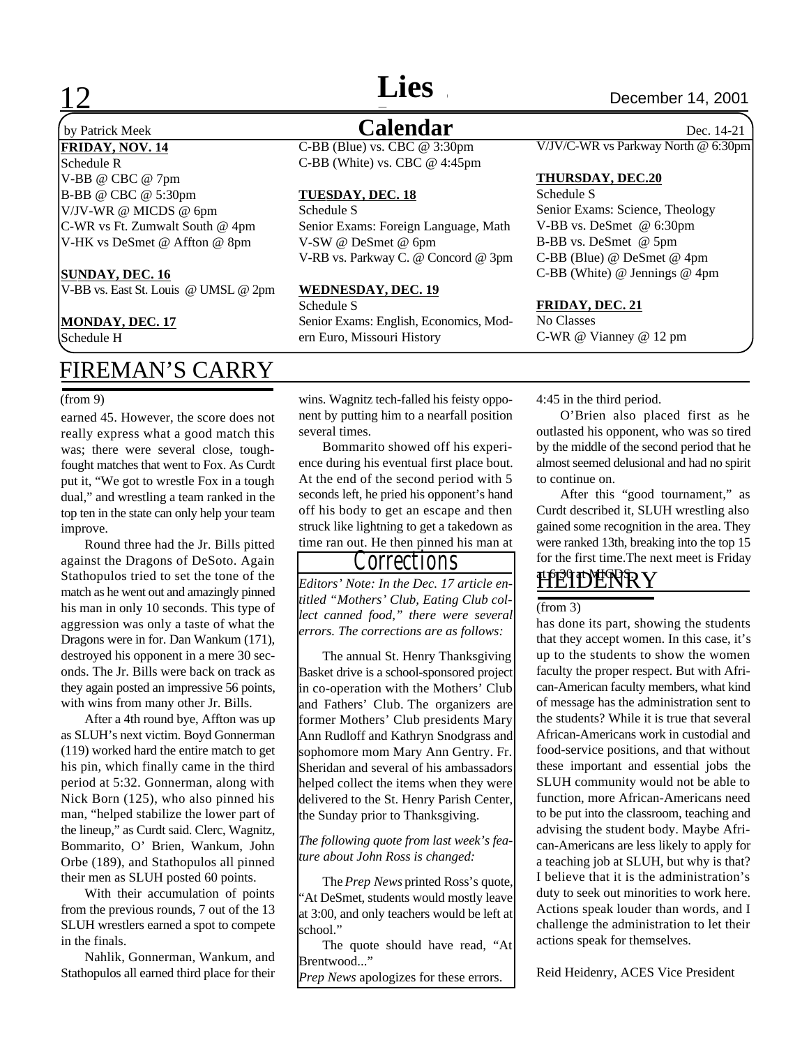# Calendar

by Patrick Meek

Dec. 14-21

**FRIDAY, NOV. 14**
Schedule R
V-BB @ CBC @ 7pm
B-BB @ CBC @ 5:30pm
V/JV-WR @ MICDS @ 6pm
C-WR vs Ft. Zumwalt South @ 4pm
V-HK vs DeSmet @ Affton @ 8pm

**SUNDAY, DEC. 16**
V-BB vs. East St. Louis @ UMSL @ 2pm

**MONDAY, DEC. 17**
Schedule H
C-BB (Blue) vs. CBC @ 3:30pm
C-BB (White) vs. CBC @ 4:45pm

**TUESDAY, DEC. 18**
Schedule S
Senior Exams: Foreign Language, Math
V-SW @ DeSmet @ 6pm
V-RB vs. Parkway C. @ Concord @ 3pm

**WEDNESDAY, DEC. 19**
Schedule S
Senior Exams: English, Economics, Modern Euro, Missouri History
V/JV/C-WR vs Parkway North @ 6:30pm

**THURSDAY, DEC.20**
Schedule S
Senior Exams: Science, Theology
V-BB vs. DeSmet @ 6:30pm
B-BB vs. DeSmet @ 5pm
C-BB (Blue) @ DeSmet @ 4pm
C-BB (White) @ Jennings @ 4pm

**FRIDAY, DEC. 21**
No Classes
C-WR @ Vianney @ 12 pm

## FIREMAN'S CARRY

(from 9)

earned 45. However, the score does not really express what a good match this was; there were several close, tough-fought matches that went to Fox. As Curdt put it, "We got to wrestle Fox in a tough dual," and wrestling a team ranked in the top ten in the state can only help your team improve.

Round three had the Jr. Bills pitted against the Dragons of DeSoto. Again Stathopulos tried to set the tone of the match as he went out and amazingly pinned his man in only 10 seconds. This type of aggression was only a taste of what the Dragons were in for. Dan Wankum (171), destroyed his opponent in a mere 30 seconds. The Jr. Bills were back on track as they again posted an impressive 56 points, with wins from many other Jr. Bills.

After a 4th round bye, Affton was up as SLUH's next victim. Boyd Gonnerman (119) worked hard the entire match to get his pin, which finally came in the third period at 5:32. Gonnerman, along with Nick Born (125), who also pinned his man, "helped stabilize the lower part of the lineup," as Curdt said. Clerc, Wagnitz, Bommarito, O' Brien, Wankum, John Orbe (189), and Stathopulos all pinned their men as SLUH posted 60 points.

With their accumulation of points from the previous rounds, 7 out of the 13 SLUH wrestlers earned a spot to compete in the finals.

Nahlik, Gonnerman, Wankum, and Stathopulos all earned third place for their wins. Wagnitz tech-falled his feisty opponent by putting him to a nearfall position several times.

Bommarito showed off his experience during his eventual first place bout. At the end of the second period with 5 seconds left, he pried his opponent's hand off his body to get an escape and then struck like lightning to get a takedown as time ran out. He then pinned his man at 4:45 in the third period.

O'Brien also placed first as he outlasted his opponent, who was so tired by the middle of the second period that he almost seemed delusional and had no spirit to continue on.

After this "good tournament," as Curdt described it, SLUH wrestling also gained some recognition in the area. They were ranked 13th, breaking into the top 15 for the first time.The next meet is Friday at 6:30 at MICDS.

## Corrections

*Editors' Note: In the Dec. 17 article entitled "Mothers' Club, Eating Club collect canned food," there were several errors. The corrections are as follows:*

The annual St. Henry Thanksgiving Basket drive is a school-sponsored project in co-operation with the Mothers' Club and Fathers' Club. The organizers are former Mothers' Club presidents Mary Ann Rudloff and Kathryn Snodgrass and sophomore mom Mary Ann Gentry. Fr. Sheridan and several of his ambassadors helped collect the items when they were delivered to the St. Henry Parish Center, the Sunday prior to Thanksgiving.

*The following quote from last week's feature about John Ross is changed:*

The *Prep News* printed Ross's quote, "At DeSmet, students would mostly leave at 3:00, and only teachers would be left at school."

The quote should have read, "At Brentwood..."

*Prep News* apologizes for these errors.

## HEIDENRY

(from 3)

has done its part, showing the students that they accept women. In this case, it's up to the students to show the women faculty the proper respect. But with African-American faculty members, what kind of message has the administration sent to the students? While it is true that several African-Americans work in custodial and food-service positions, and that without these important and essential jobs the SLUH community would not be able to function, more African-Americans need to be put into the classroom, teaching and advising the student body. Maybe African-Americans are less likely to apply for a teaching job at SLUH, but why is that? I believe that it is the administration's duty to seek out minorities to work here. Actions speak louder than words, and I challenge the administration to let their actions speak for themselves.

Reid Heidenry, ACES Vice President